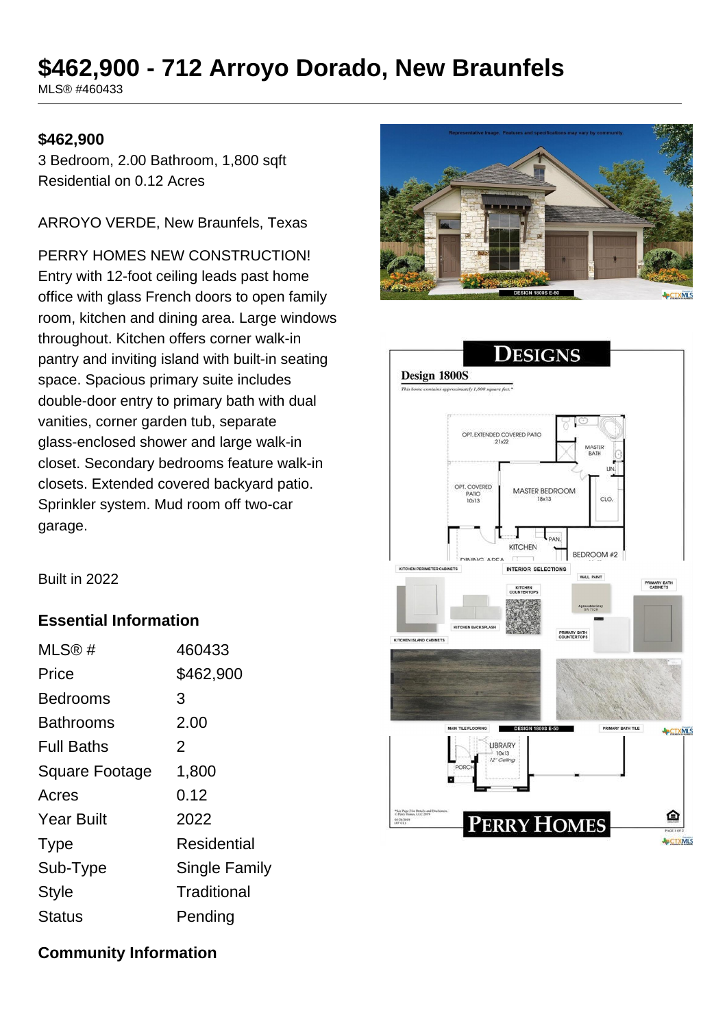# $462,900 - 712 Arroyo Dorado, New Braunfels

MLS® #460433

**$462,900**

3 Bedroom, 2.00 Bathroom, 1,800 sqft
Residential on 0.12 Acres

ARROYO VERDE, New Braunfels, Texas

PERRY HOMES NEW CONSTRUCTION! Entry with 12-foot ceiling leads past home office with glass French doors to open family room, kitchen and dining area. Large windows throughout. Kitchen offers corner walk-in pantry and inviting island with built-in seating space. Spacious primary suite includes double-door entry to primary bath with dual vanities, corner garden tub, separate glass-enclosed shower and large walk-in closet. Secondary bedrooms feature walk-in closets. Extended covered backyard patio. Sprinkler system. Mud room off two-car garage.

Built in 2022

## Essential Information

| | |
|---|---|
| MLS® # | 460433 |
| Price | $462,900 |
| Bedrooms | 3 |
| Bathrooms | 2.00 |
| Full Baths | 2 |
| Square Footage | 1,800 |
| Acres | 0.12 |
| Year Built | 2022 |
| Type | Residential |
| Sub-Type | Single Family |
| Style | Traditional |
| Status | Pending |

## Community Information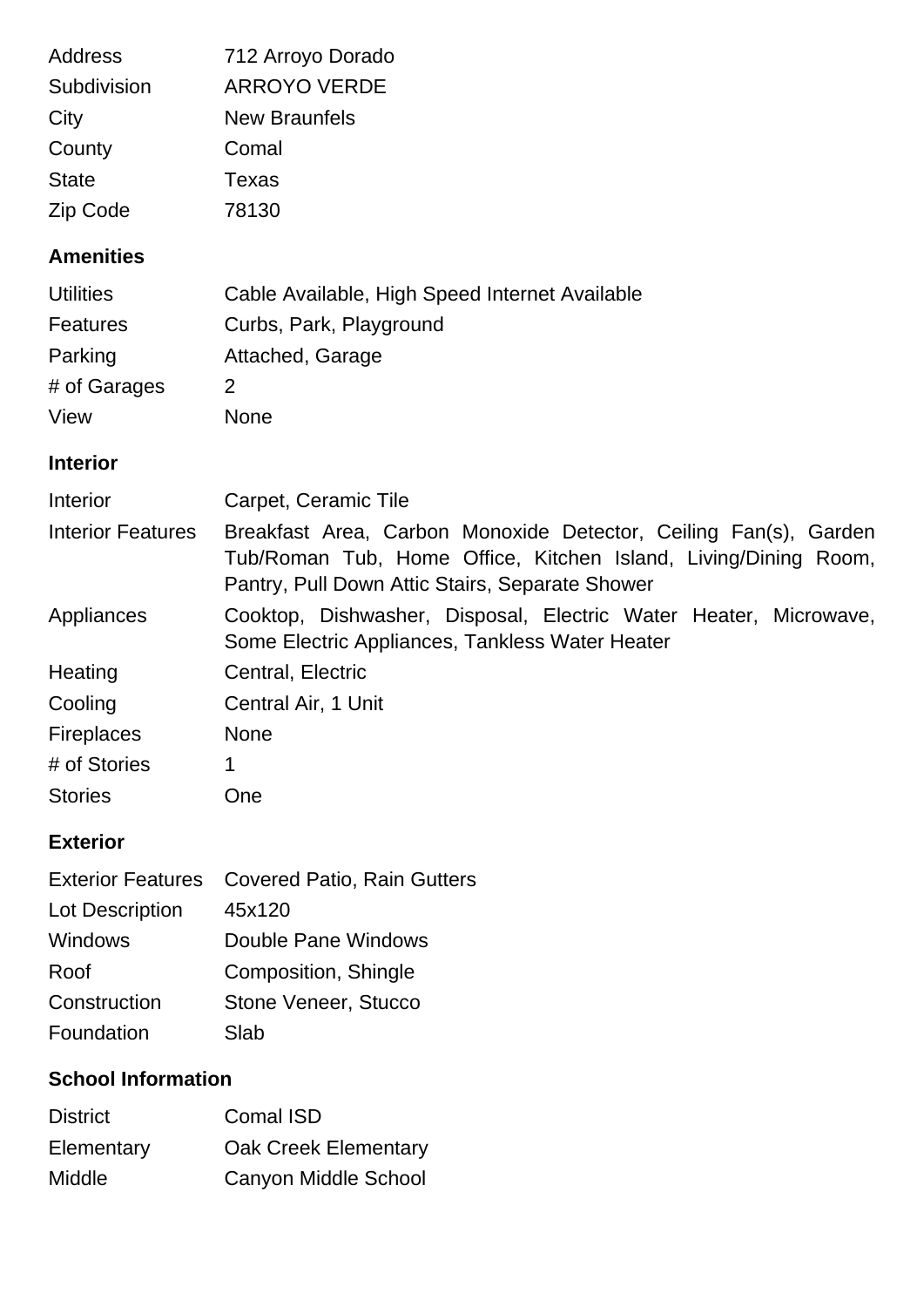| | |
|---|---|
| Address | 712 Arroyo Dorado |
| Subdivision | ARROYO VERDE |
| City | New Braunfels |
| County | Comal |
| State | Texas |
| Zip Code | 78130 |

### Amenities

| | |
|---|---|
| Utilities | Cable Available, High Speed Internet Available |
| Features | Curbs, Park, Playground |
| Parking | Attached, Garage |
| # of Garages | 2 |
| View | None |

### Interior

| | |
|---|---|
| Interior | Carpet, Ceramic Tile |
| Interior Features | Breakfast Area, Carbon Monoxide Detector, Ceiling Fan(s), Garden Tub/Roman Tub, Home Office, Kitchen Island, Living/Dining Room, Pantry, Pull Down Attic Stairs, Separate Shower |
| Appliances | Cooktop, Dishwasher, Disposal, Electric Water Heater, Microwave, Some Electric Appliances, Tankless Water Heater |
| Heating | Central, Electric |
| Cooling | Central Air, 1 Unit |
| Fireplaces | None |
| # of Stories | 1 |
| Stories | One |

### Exterior

| | |
|---|---|
| Exterior Features | Covered Patio, Rain Gutters |
| Lot Description | 45x120 |
| Windows | Double Pane Windows |
| Roof | Composition, Shingle |
| Construction | Stone Veneer, Stucco |
| Foundation | Slab |

### School Information

| | |
|---|---|
| District | Comal ISD |
| Elementary | Oak Creek Elementary |
| Middle | Canyon Middle School |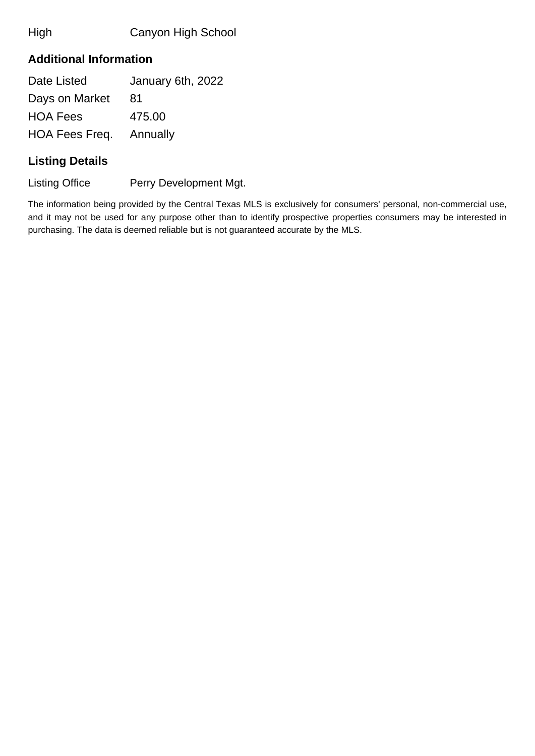| | |
|---|---|
| High | Canyon High School |

## Additional Information

| | |
|---|---|
| Date Listed | January 6th, 2022 |
| Days on Market | 81 |
| HOA Fees | 475.00 |
| HOA Fees Freq. | Annually |

## Listing Details

| | |
|---|---|
| Listing Office | Perry Development Mgt. |

The information being provided by the Central Texas MLS is exclusively for consumers' personal, non-commercial use, and it may not be used for any purpose other than to identify prospective properties consumers may be interested in purchasing. The data is deemed reliable but is not guaranteed accurate by the MLS.